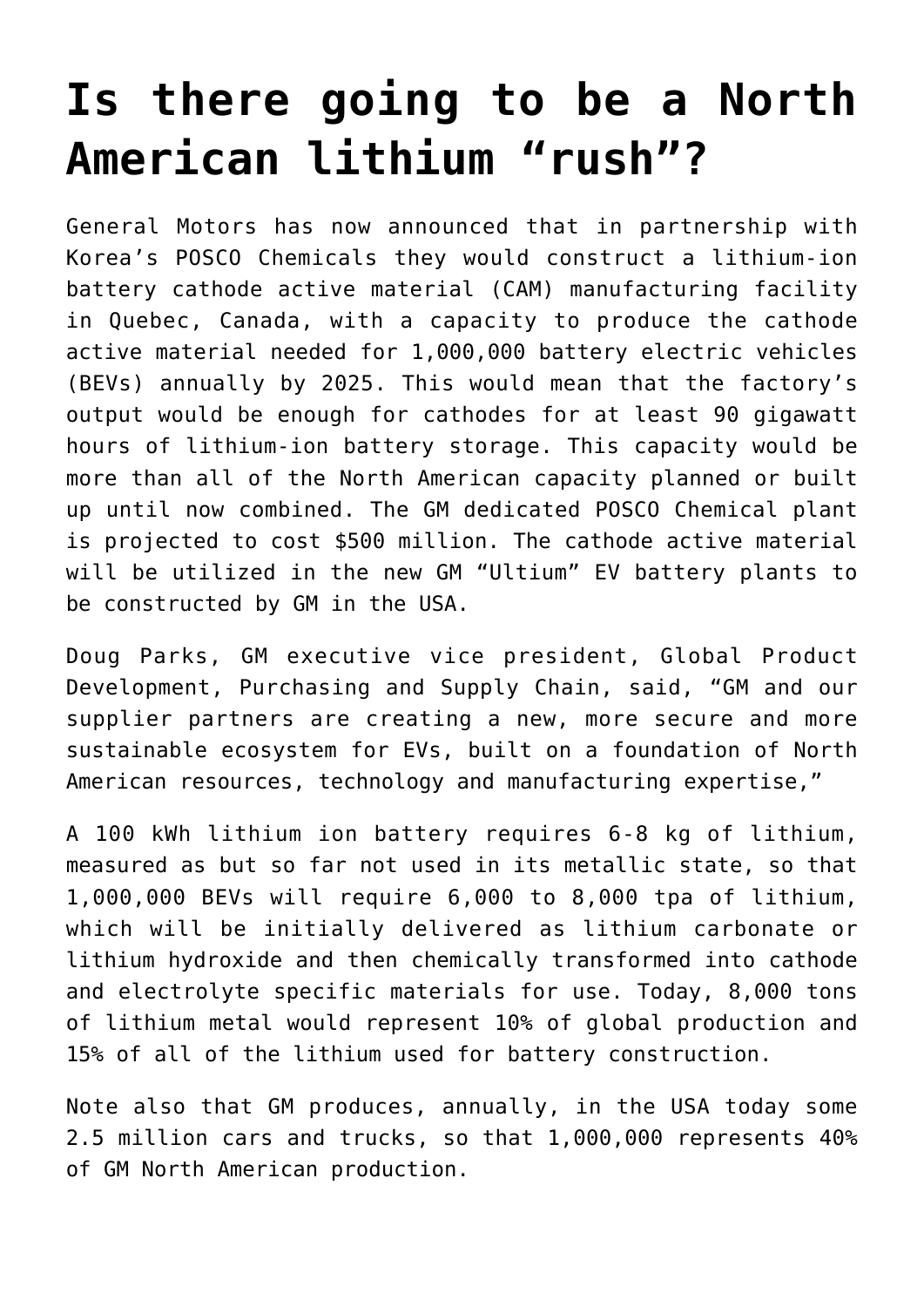# Is there going to be a North American lithium "rush"?

General Motors has now announced that in partnership with Korea's POSCO Chemicals they would construct a lithium-ion battery cathode active material (CAM) manufacturing facility in Quebec, Canada, with a capacity to produce the cathode active material needed for 1,000,000 battery electric vehicles (BEVs) annually by 2025. This would mean that the factory's output would be enough for cathodes for at least 90 gigawatt hours of lithium-ion battery storage. This capacity would be more than all of the North American capacity planned or built up until now combined. The GM dedicated POSCO Chemical plant is projected to cost $500 million. The cathode active material will be utilized in the new GM "Ultium" EV battery plants to be constructed by GM in the USA.

Doug Parks, GM executive vice president, Global Product Development, Purchasing and Supply Chain, said, "GM and our supplier partners are creating a new, more secure and more sustainable ecosystem for EVs, built on a foundation of North American resources, technology and manufacturing expertise,"

A 100 kWh lithium ion battery requires 6-8 kg of lithium, measured as but so far not used in its metallic state, so that 1,000,000 BEVs will require 6,000 to 8,000 tpa of lithium, which will be initially delivered as lithium carbonate or lithium hydroxide and then chemically transformed into cathode and electrolyte specific materials for use. Today, 8,000 tons of lithium metal would represent 10% of global production and 15% of all of the lithium used for battery construction.

Note also that GM produces, annually, in the USA today some 2.5 million cars and trucks, so that 1,000,000 represents 40% of GM North American production.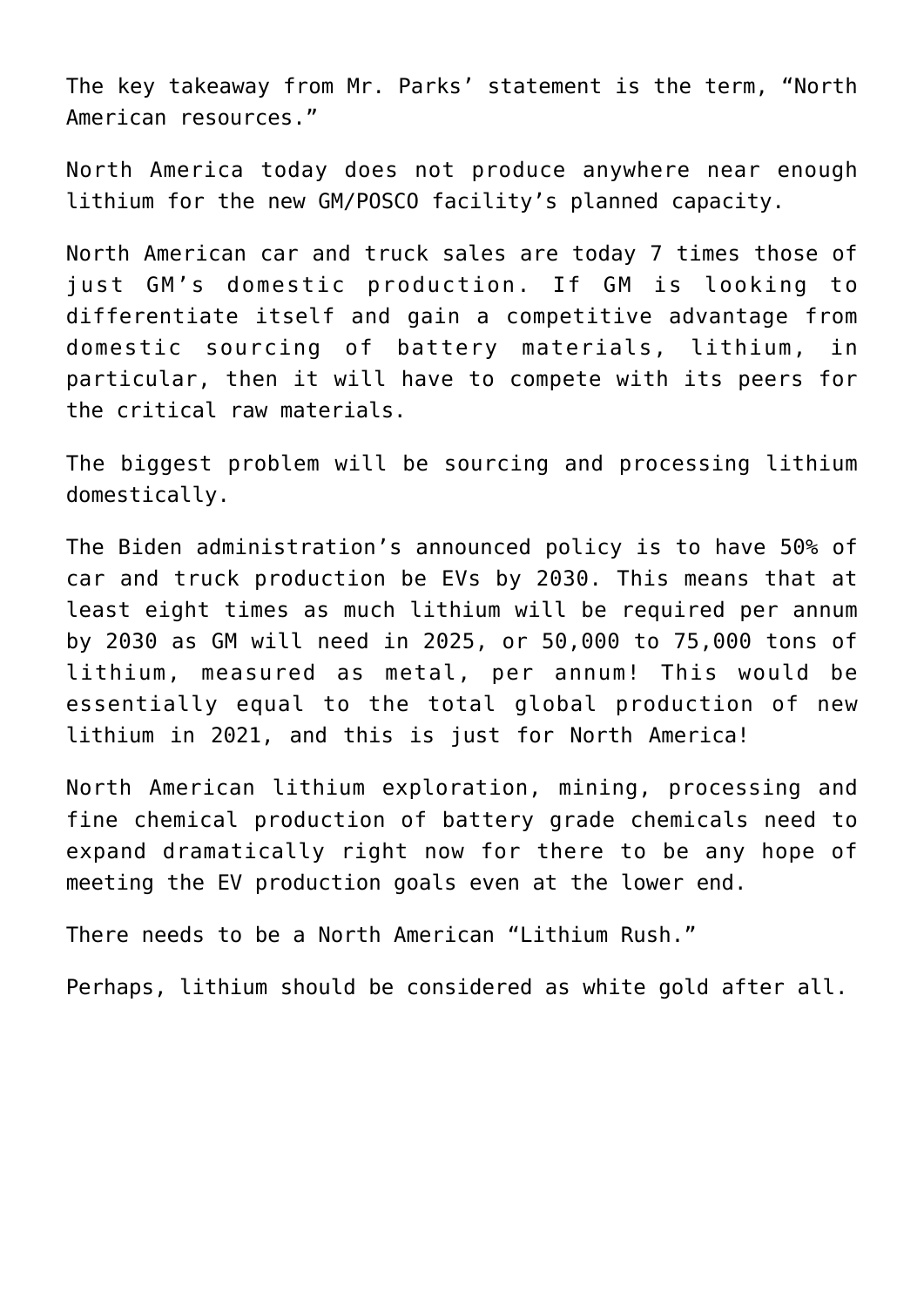The key takeaway from Mr. Parks' statement is the term, "North American resources."

North America today does not produce anywhere near enough lithium for the new GM/POSCO facility's planned capacity.

North American car and truck sales are today 7 times those of just GM's domestic production. If GM is looking to differentiate itself and gain a competitive advantage from domestic sourcing of battery materials, lithium, in particular, then it will have to compete with its peers for the critical raw materials.

The biggest problem will be sourcing and processing lithium domestically.

The Biden administration's announced policy is to have 50% of car and truck production be EVs by 2030. This means that at least eight times as much lithium will be required per annum by 2030 as GM will need in 2025, or 50,000 to 75,000 tons of lithium, measured as metal, per annum! This would be essentially equal to the total global production of new lithium in 2021, and this is just for North America!

North American lithium exploration, mining, processing and fine chemical production of battery grade chemicals need to expand dramatically right now for there to be any hope of meeting the EV production goals even at the lower end.

There needs to be a North American "Lithium Rush."

Perhaps, lithium should be considered as white gold after all.